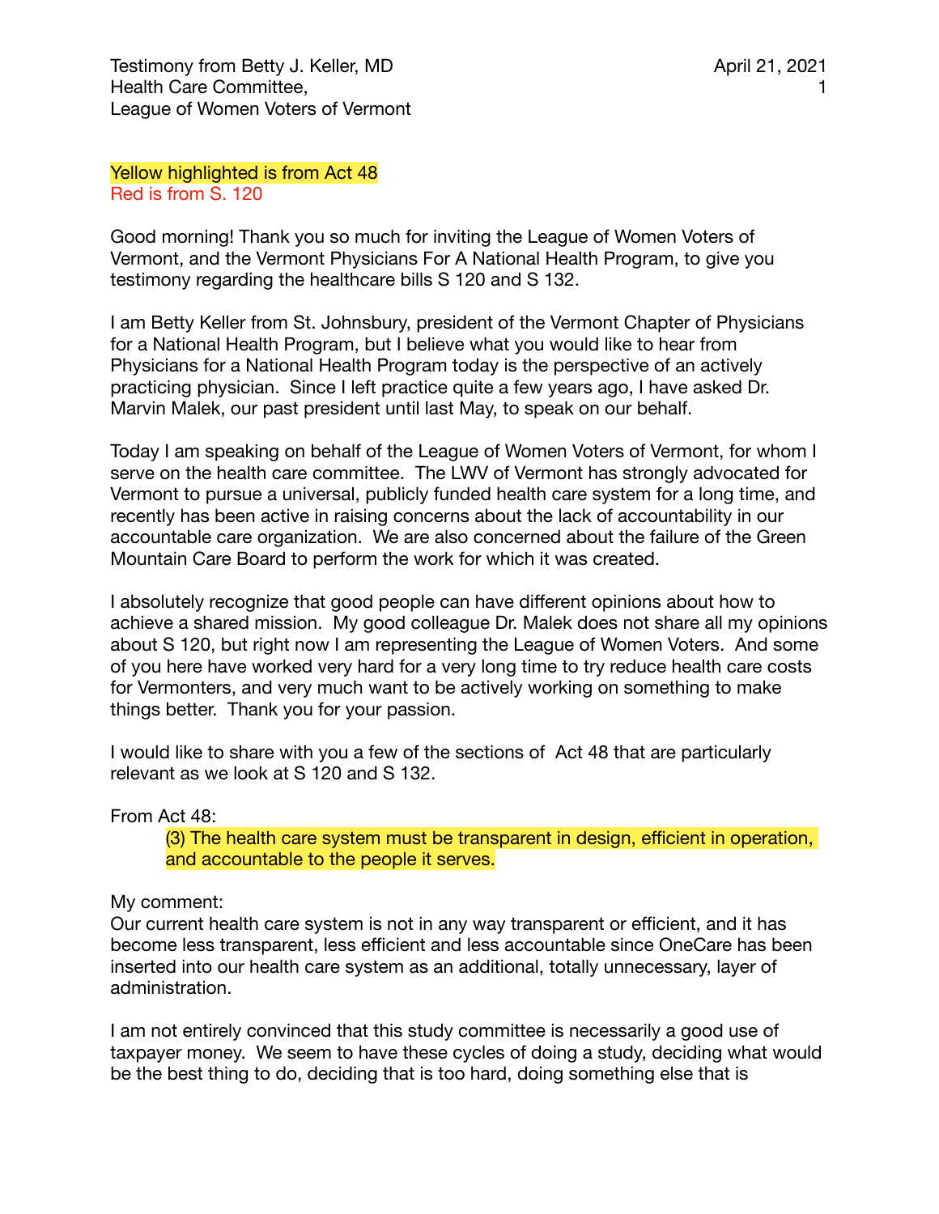Testimony from Betty J. Keller, MD
Health Care Committee,
League of Women Voters of Vermont

April 21, 2021

Yellow highlighted is from Act 48
Red is from S. 120

Good morning! Thank you so much for inviting the League of Women Voters of Vermont, and the Vermont Physicians For A National Health Program, to give you testimony regarding the healthcare bills S 120 and S 132.

I am Betty Keller from St. Johnsbury, president of the Vermont Chapter of Physicians for a National Health Program, but I believe what you would like to hear from Physicians for a National Health Program today is the perspective of an actively practicing physician. Since I left practice quite a few years ago, I have asked Dr. Marvin Malek, our past president until last May, to speak on our behalf.

Today I am speaking on behalf of the League of Women Voters of Vermont, for whom I serve on the health care committee. The LWV of Vermont has strongly advocated for Vermont to pursue a universal, publicly funded health care system for a long time, and recently has been active in raising concerns about the lack of accountability in our accountable care organization. We are also concerned about the failure of the Green Mountain Care Board to perform the work for which it was created.

I absolutely recognize that good people can have different opinions about how to achieve a shared mission. My good colleague Dr. Malek does not share all my opinions about S 120, but right now I am representing the League of Women Voters. And some of you here have worked very hard for a very long time to try reduce health care costs for Vermonters, and very much want to be actively working on something to make things better. Thank you for your passion.

I would like to share with you a few of the sections of Act 48 that are particularly relevant as we look at S 120 and S 132.

From Act 48:

> (3) The health care system must be transparent in design, efficient in operation, and accountable to the people it serves.

My comment:
Our current health care system is not in any way transparent or efficient, and it has become less transparent, less efficient and less accountable since OneCare has been inserted into our health care system as an additional, totally unnecessary, layer of administration.

I am not entirely convinced that this study committee is necessarily a good use of taxpayer money. We seem to have these cycles of doing a study, deciding what would be the best thing to do, deciding that is too hard, doing something else that is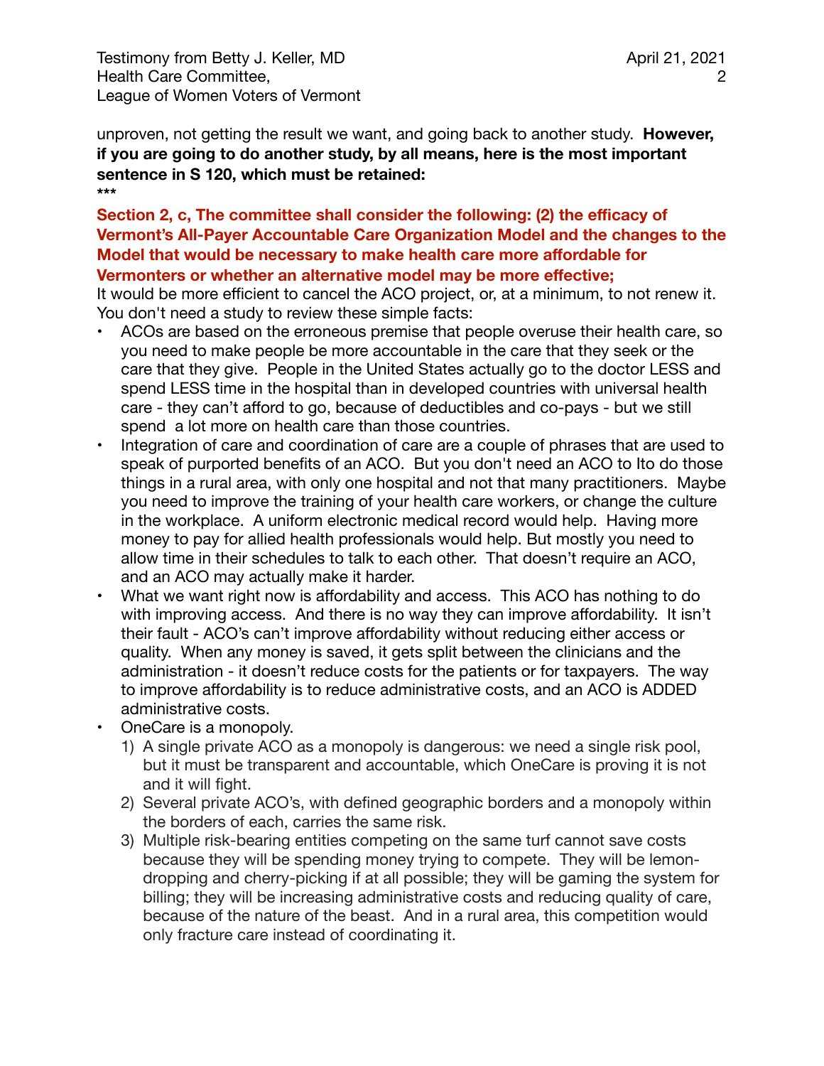unproven, not getting the result we want, and going back to another study. **However, if you are going to do another study, by all means, here is the most important sentence in S 120, which must be retained:**

***

**Section 2, c, The committee shall consider the following: (2) the efficacy of Vermont's All-Payer Accountable Care Organization Model and the changes to the Model that would be necessary to make health care more affordable for Vermonters or whether an alternative model may be more effective;**

It would be more efficient to cancel the ACO project, or, at a minimum, to not renew it. You don't need a study to review these simple facts:

- ACOs are based on the erroneous premise that people overuse their health care, so you need to make people be more accountable in the care that they seek or the care that they give. People in the United States actually go to the doctor LESS and spend LESS time in the hospital than in developed countries with universal health care - they can't afford to go, because of deductibles and co-pays - but we still spend a lot more on health care than those countries.
- Integration of care and coordination of care are a couple of phrases that are used to speak of purported benefits of an ACO. But you don't need an ACO to Ito do those things in a rural area, with only one hospital and not that many practitioners. Maybe you need to improve the training of your health care workers, or change the culture in the workplace. A uniform electronic medical record would help. Having more money to pay for allied health professionals would help. But mostly you need to allow time in their schedules to talk to each other. That doesn't require an ACO, and an ACO may actually make it harder.
- What we want right now is affordability and access. This ACO has nothing to do with improving access. And there is no way they can improve affordability. It isn't their fault - ACO's can't improve affordability without reducing either access or quality. When any money is saved, it gets split between the clinicians and the administration - it doesn't reduce costs for the patients or for taxpayers. The way to improve affordability is to reduce administrative costs, and an ACO is ADDED administrative costs.
- OneCare is a monopoly.
  1) A single private ACO as a monopoly is dangerous: we need a single risk pool, but it must be transparent and accountable, which OneCare is proving it is not and it will fight.
  2) Several private ACO's, with defined geographic borders and a monopoly within the borders of each, carries the same risk.
  3) Multiple risk-bearing entities competing on the same turf cannot save costs because they will be spending money trying to compete. They will be lemon-dropping and cherry-picking if at all possible; they will be gaming the system for billing; they will be increasing administrative costs and reducing quality of care, because of the nature of the beast. And in a rural area, this competition would only fracture care instead of coordinating it.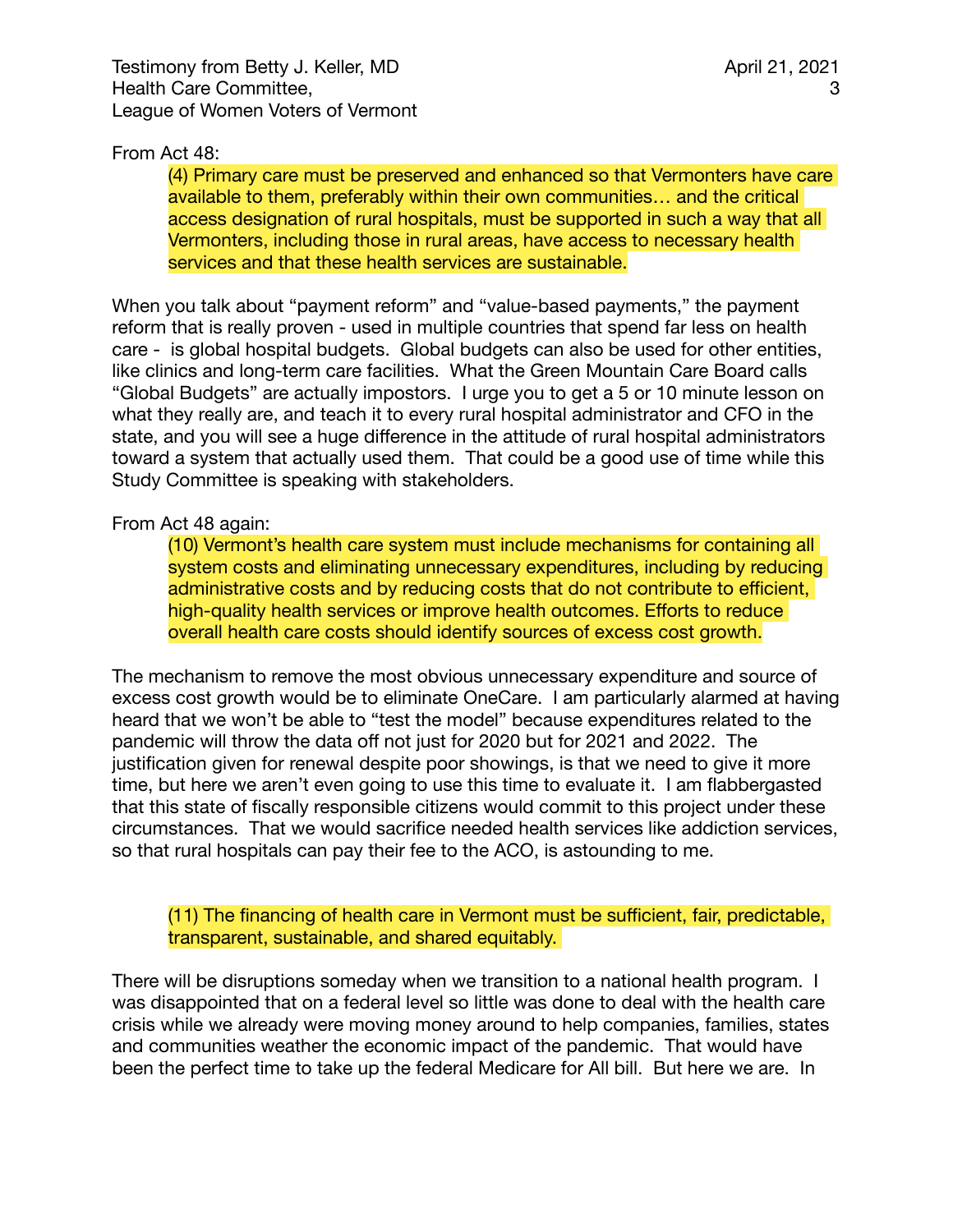From Act 48:

> (4) Primary care must be preserved and enhanced so that Vermonters have care available to them, preferably within their own communities… and the critical access designation of rural hospitals, must be supported in such a way that all Vermonters, including those in rural areas, have access to necessary health services and that these health services are sustainable.

When you talk about "payment reform" and "value-based payments," the payment reform that is really proven - used in multiple countries that spend far less on health care - is global hospital budgets. Global budgets can also be used for other entities, like clinics and long-term care facilities. What the Green Mountain Care Board calls "Global Budgets" are actually impostors. I urge you to get a 5 or 10 minute lesson on what they really are, and teach it to every rural hospital administrator and CFO in the state, and you will see a huge difference in the attitude of rural hospital administrators toward a system that actually used them. That could be a good use of time while this Study Committee is speaking with stakeholders.

From Act 48 again:

> (10) Vermont's health care system must include mechanisms for containing all system costs and eliminating unnecessary expenditures, including by reducing administrative costs and by reducing costs that do not contribute to efficient, high-quality health services or improve health outcomes. Efforts to reduce overall health care costs should identify sources of excess cost growth.

The mechanism to remove the most obvious unnecessary expenditure and source of excess cost growth would be to eliminate OneCare. I am particularly alarmed at having heard that we won't be able to "test the model" because expenditures related to the pandemic will throw the data off not just for 2020 but for 2021 and 2022. The justification given for renewal despite poor showings, is that we need to give it more time, but here we aren't even going to use this time to evaluate it. I am flabbergasted that this state of fiscally responsible citizens would commit to this project under these circumstances. That we would sacrifice needed health services like addiction services, so that rural hospitals can pay their fee to the ACO, is astounding to me.

> (11) The financing of health care in Vermont must be sufficient, fair, predictable, transparent, sustainable, and shared equitably.

There will be disruptions someday when we transition to a national health program. I was disappointed that on a federal level so little was done to deal with the health care crisis while we already were moving money around to help companies, families, states and communities weather the economic impact of the pandemic. That would have been the perfect time to take up the federal Medicare for All bill. But here we are. In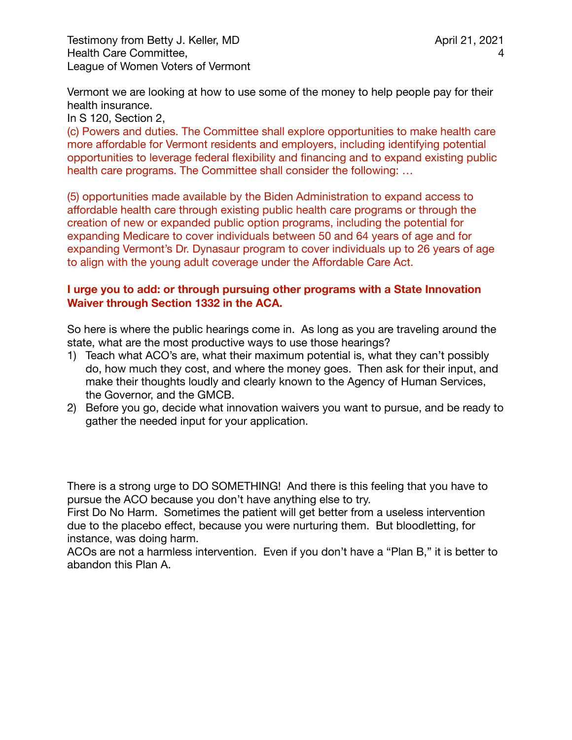Vermont we are looking at how to use some of the money to help people pay for their health insurance.

In S 120, Section 2,

(c) Powers and duties. The Committee shall explore opportunities to make health care more affordable for Vermont residents and employers, including identifying potential opportunities to leverage federal flexibility and financing and to expand existing public health care programs. The Committee shall consider the following: …

(5) opportunities made available by the Biden Administration to expand access to affordable health care through existing public health care programs or through the creation of new or expanded public option programs, including the potential for expanding Medicare to cover individuals between 50 and 64 years of age and for expanding Vermont's Dr. Dynasaur program to cover individuals up to 26 years of age to align with the young adult coverage under the Affordable Care Act.

**I urge you to add: or through pursuing other programs with a State Innovation Waiver through Section 1332 in the ACA.**

So here is where the public hearings come in. As long as you are traveling around the state, what are the most productive ways to use those hearings?

1) Teach what ACO's are, what their maximum potential is, what they can't possibly do, how much they cost, and where the money goes. Then ask for their input, and make their thoughts loudly and clearly known to the Agency of Human Services, the Governor, and the GMCB.
2) Before you go, decide what innovation waivers you want to pursue, and be ready to gather the needed input for your application.

There is a strong urge to DO SOMETHING! And there is this feeling that you have to pursue the ACO because you don't have anything else to try.

First Do No Harm. Sometimes the patient will get better from a useless intervention due to the placebo effect, because you were nurturing them. But bloodletting, for instance, was doing harm.

ACOs are not a harmless intervention. Even if you don't have a "Plan B," it is better to abandon this Plan A.